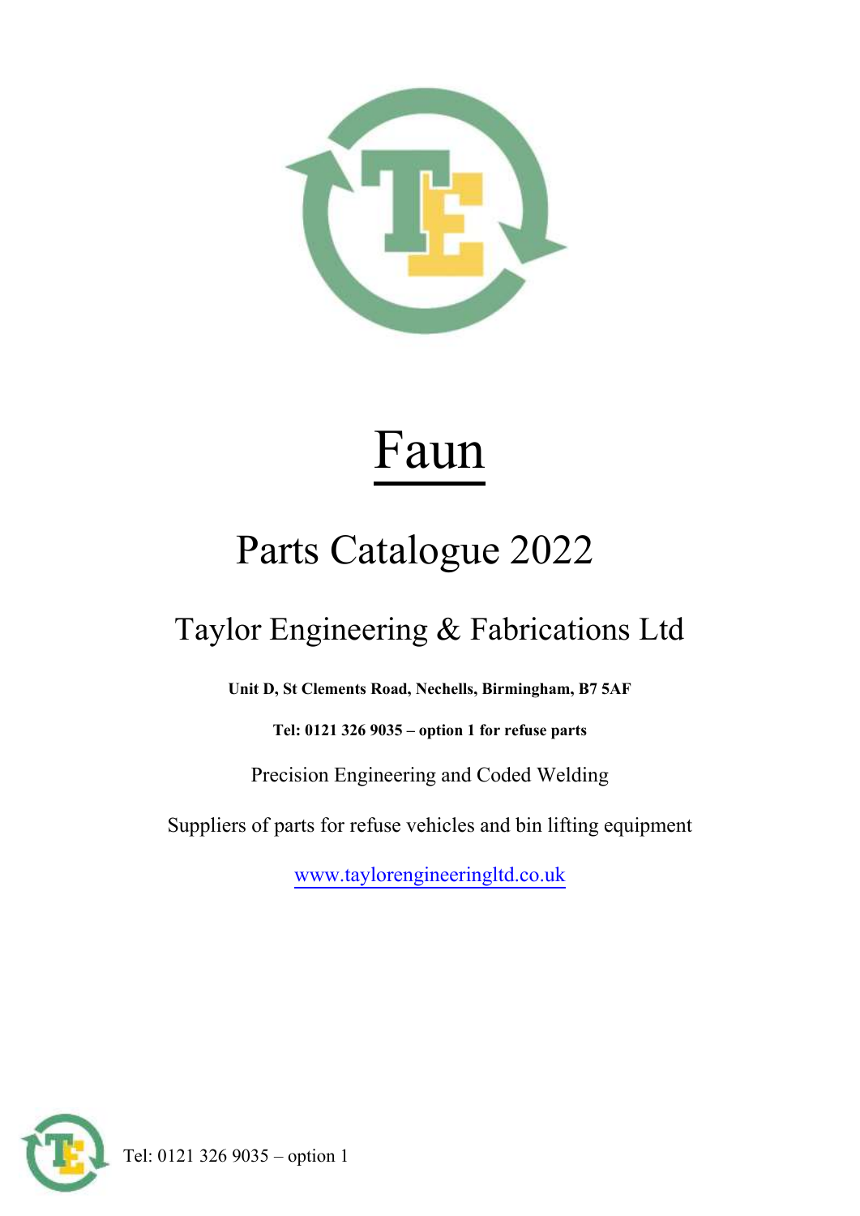# Faun

## Parts Catalogue 2022

### Taylor Engineering & Fabrications Ltd

**Unit D, St Clements Road, Nechells, Birmingham, B7 5AF**

**Tel: 0121 326 9035 – option 1 for refuse parts**

Precision Engineering and Coded Welding

Suppliers of parts for refuse vehicles and bin lifting equipment

www.taylorengineeringltd.co.uk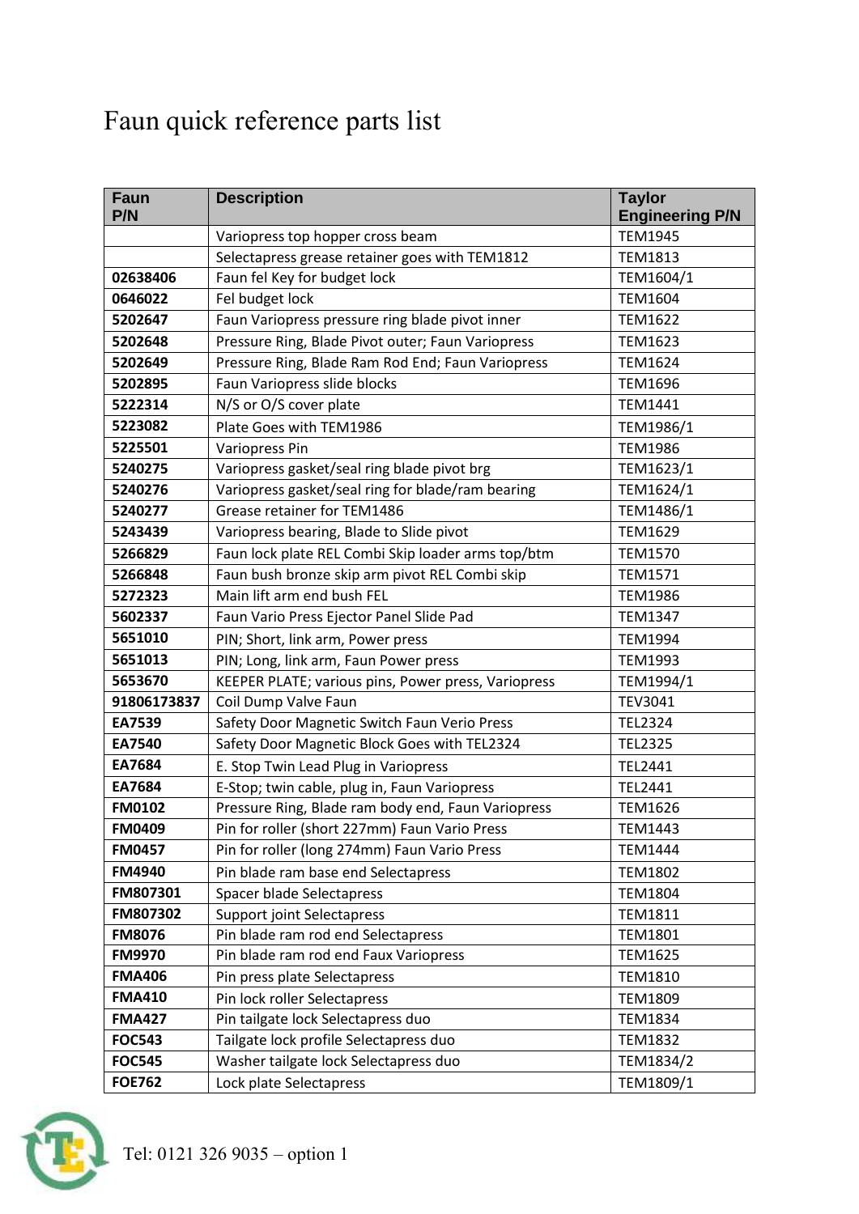# Faun quick reference parts list

| Faun P/N | Description | Taylor Engineering P/N |
|---|---|---|
| | Variopress top hopper cross beam | TEM1945 |
| | Selectapress grease retainer goes with TEM1812 | TEM1813 |
| **02638406** | Faun fel Key for budget lock | TEM1604/1 |
| **0646022** | Fel budget lock | TEM1604 |
| **5202647** | Faun Variopress pressure ring blade pivot inner | TEM1622 |
| **5202648** | Pressure Ring, Blade Pivot outer; Faun Variopress | TEM1623 |
| **5202649** | Pressure Ring, Blade Ram Rod End; Faun Variopress | TEM1624 |
| **5202895** | Faun Variopress slide blocks | TEM1696 |
| **5222314** | N/S or O/S cover plate | TEM1441 |
| **5223082** | Plate Goes with TEM1986 | TEM1986/1 |
| **5225501** | Variopress Pin | TEM1986 |
| **5240275** | Variopress gasket/seal ring blade pivot brg | TEM1623/1 |
| **5240276** | Variopress gasket/seal ring for blade/ram bearing | TEM1624/1 |
| **5240277** | Grease retainer for TEM1486 | TEM1486/1 |
| **5243439** | Variopress bearing, Blade to Slide pivot | TEM1629 |
| **5266829** | Faun lock plate REL Combi Skip loader arms top/btm | TEM1570 |
| **5266848** | Faun bush bronze skip arm pivot REL Combi skip | TEM1571 |
| **5272323** | Main lift arm end bush FEL | TEM1986 |
| **5602337** | Faun Vario Press Ejector Panel Slide Pad | TEM1347 |
| **5651010** | PIN; Short, link arm, Power press | TEM1994 |
| **5651013** | PIN; Long, link arm, Faun Power press | TEM1993 |
| **5653670** | KEEPER PLATE; various pins, Power press, Variopress | TEM1994/1 |
| **91806173837** | Coil Dump Valve Faun | TEV3041 |
| **EA7539** | Safety Door Magnetic Switch Faun Verio Press | TEL2324 |
| **EA7540** | Safety Door Magnetic Block Goes with TEL2324 | TEL2325 |
| **EA7684** | E. Stop Twin Lead Plug in Variopress | TEL2441 |
| **EA7684** | E-Stop; twin cable, plug in, Faun Variopress | TEL2441 |
| **FM0102** | Pressure Ring, Blade ram body end, Faun Variopress | TEM1626 |
| **FM0409** | Pin for roller (short 227mm) Faun Vario Press | TEM1443 |
| **FM0457** | Pin for roller (long 274mm) Faun Vario Press | TEM1444 |
| **FM4940** | Pin blade ram base end Selectapress | TEM1802 |
| **FM807301** | Spacer blade Selectapress | TEM1804 |
| **FM807302** | Support joint Selectapress | TEM1811 |
| **FM8076** | Pin blade ram rod end Selectapress | TEM1801 |
| **FM9970** | Pin blade ram rod end Faux Variopress | TEM1625 |
| **FMA406** | Pin press plate Selectapress | TEM1810 |
| **FMA410** | Pin lock roller Selectapress | TEM1809 |
| **FMA427** | Pin tailgate lock Selectapress duo | TEM1834 |
| **FOC543** | Tailgate lock profile Selectapress duo | TEM1832 |
| **FOC545** | Washer tailgate lock Selectapress duo | TEM1834/2 |
| **FOE762** | Lock plate Selectapress | TEM1809/1 |

Tel: 0121 326 9035 – option 1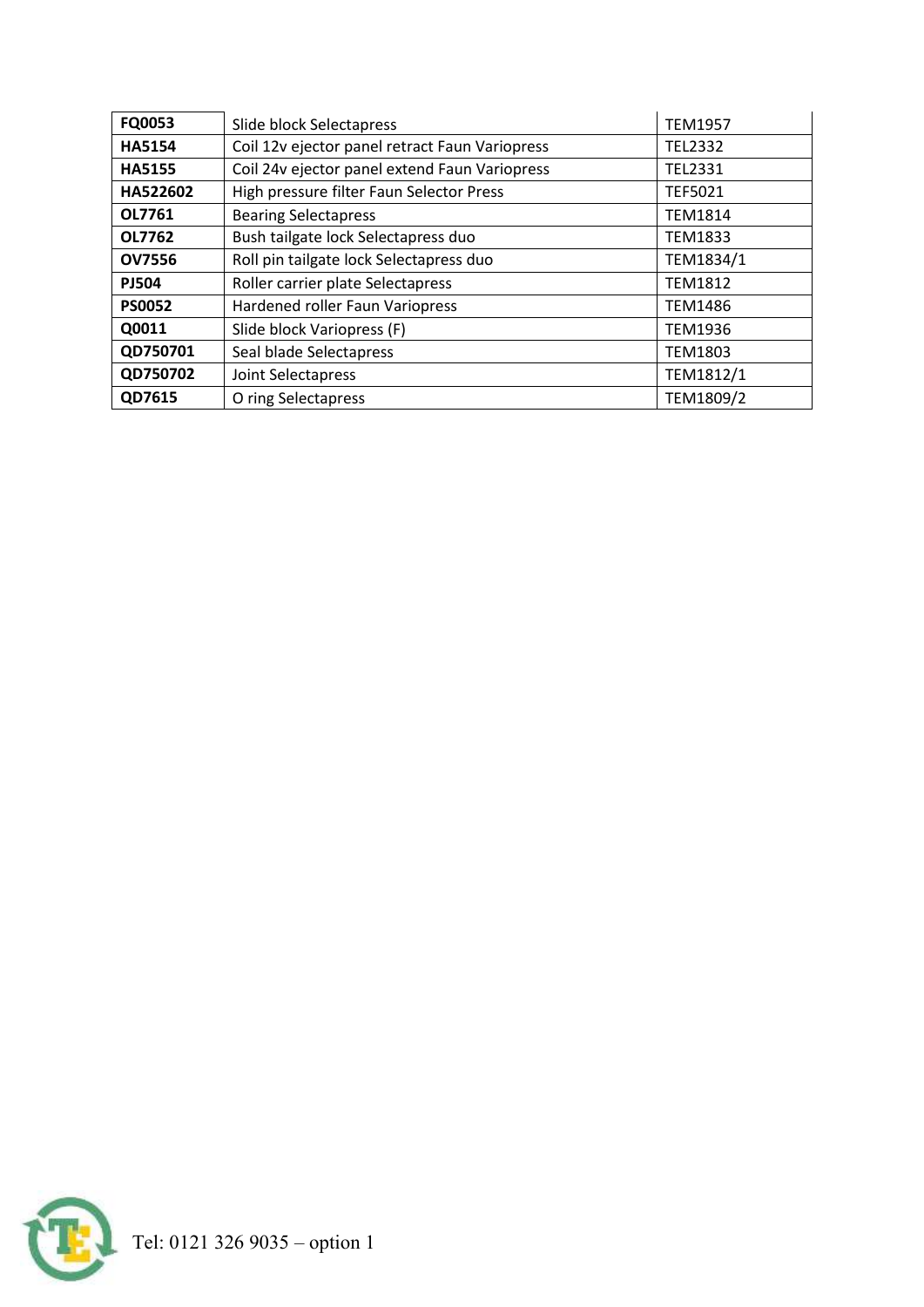| **FQ0053** | Slide block Selectapress | TEM1957 |
|---|---|---|
| **HA5154** | Coil 12v ejector panel retract Faun Variopress | TEL2332 |
| **HA5155** | Coil 24v ejector panel extend Faun Variopress | TEL2331 |
| **HA522602** | High pressure filter Faun Selector Press | TEF5021 |
| **OL7761** | Bearing Selectapress | TEM1814 |
| **OL7762** | Bush tailgate lock Selectapress duo | TEM1833 |
| **OV7556** | Roll pin tailgate lock Selectapress duo | TEM1834/1 |
| **PJ504** | Roller carrier plate Selectapress | TEM1812 |
| **PS0052** | Hardened roller Faun Variopress | TEM1486 |
| **Q0011** | Slide block Variopress (F) | TEM1936 |
| **QD750701** | Seal blade Selectapress | TEM1803 |
| **QD750702** | Joint Selectapress | TEM1812/1 |
| **QD7615** | O ring Selectapress | TEM1809/2 |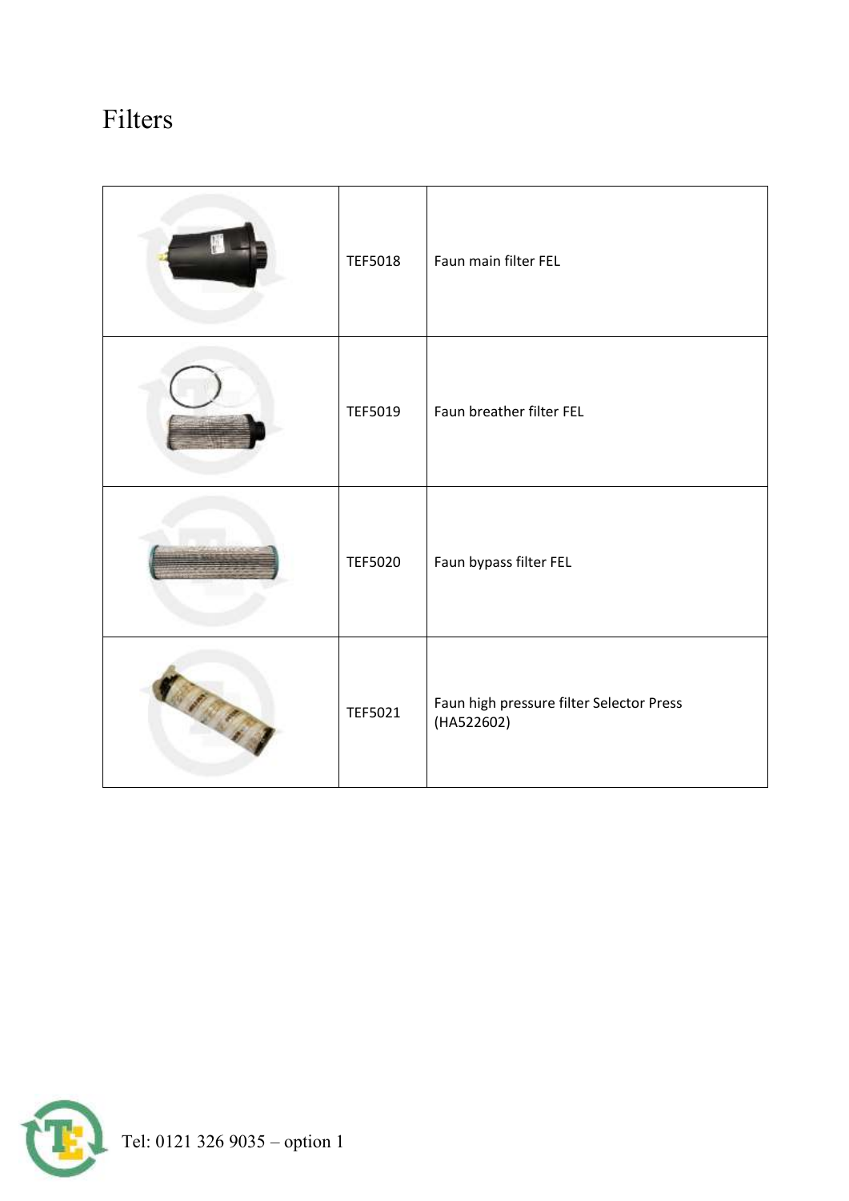# Filters

| | | |
|---|---|---|
| | TEF5018 | Faun main filter FEL |
| | TEF5019 | Faun breather filter FEL |
| | TEF5020 | Faun bypass filter FEL |
| | TEF5021 | Faun high pressure filter Selector Press (HA522602) |

Tel: 0121 326 9035 – option 1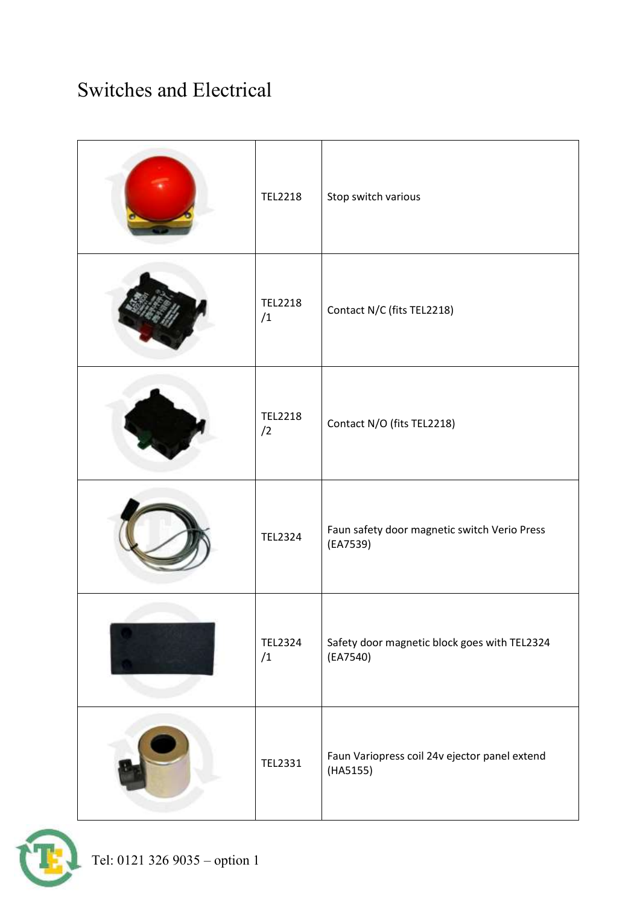# Switches and Electrical

| | | |
|---|---|---|
| | TEL2218 | Stop switch various |
| | TEL2218 /1 | Contact N/C (fits TEL2218) |
| | TEL2218 /2 | Contact N/O (fits TEL2218) |
| | TEL2324 | Faun safety door magnetic switch Verio Press (EA7539) |
| | TEL2324 /1 | Safety door magnetic block goes with TEL2324 (EA7540) |
| | TEL2331 | Faun Variopress coil 24v ejector panel extend (HA5155) |

Tel: 0121 326 9035 – option 1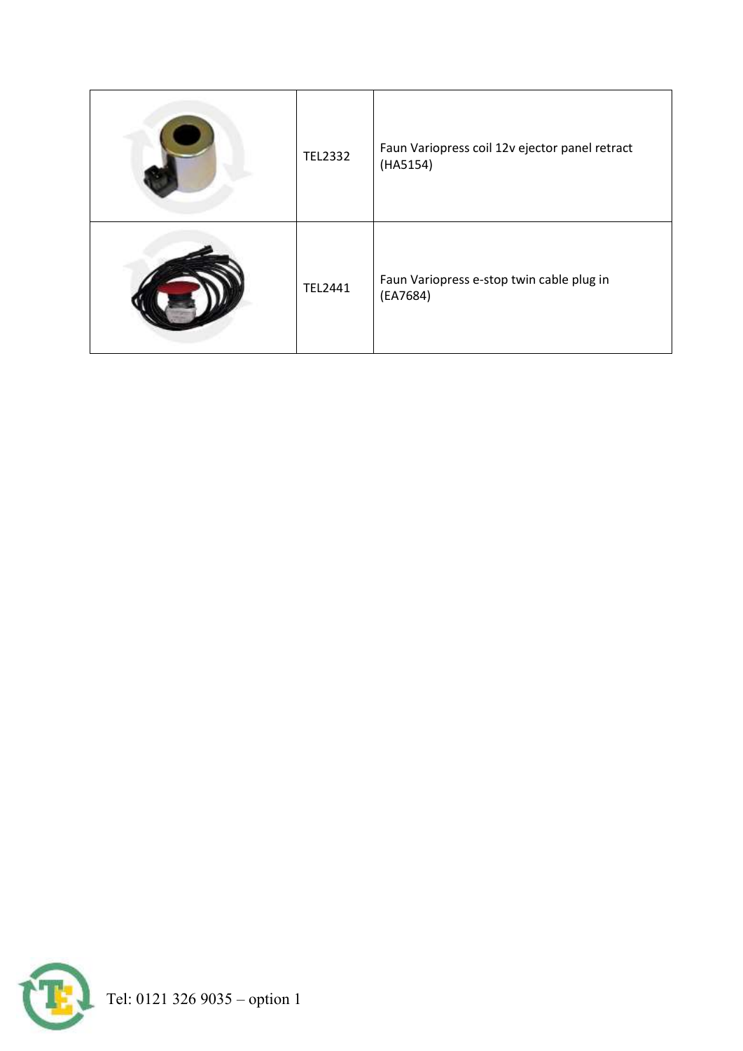|  | TEL2332 | Faun Variopress coil 12v ejector panel retract (HA5154) |
|---|---|---|
|  | TEL2441 | Faun Variopress e-stop twin cable plug in (EA7684) |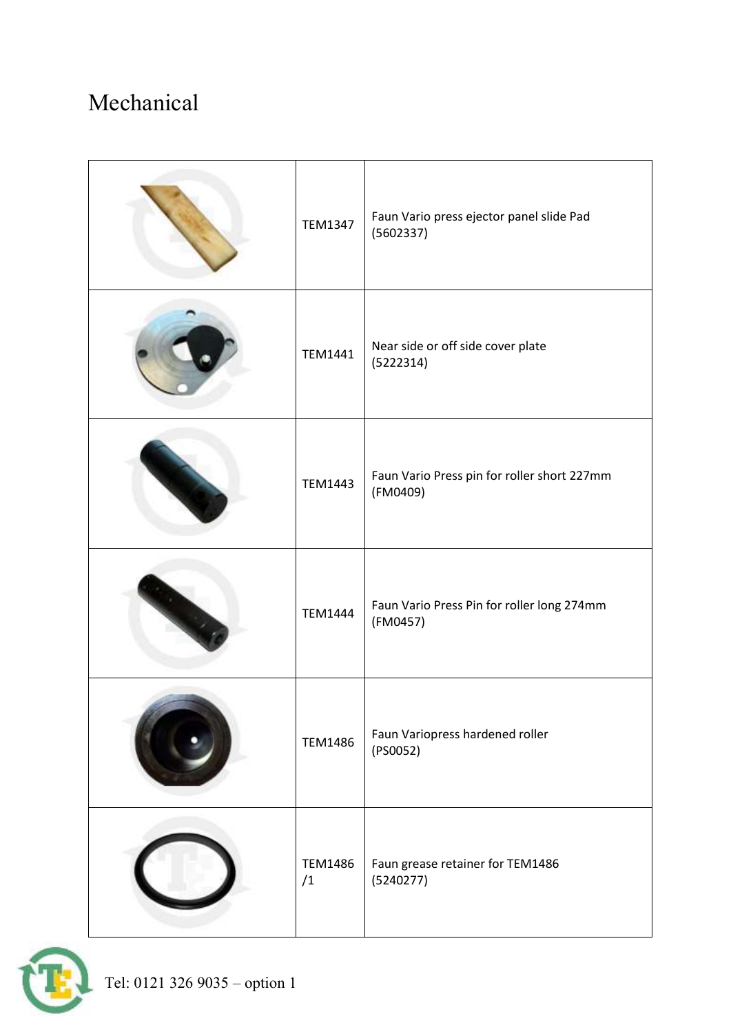# Mechanical

| | | |
|---|---|---|
| | TEM1347 | Faun Vario press ejector panel slide Pad (5602337) |
| | TEM1441 | Near side or off side cover plate (5222314) |
| | TEM1443 | Faun Vario Press pin for roller short 227mm (FM0409) |
| | TEM1444 | Faun Vario Press Pin for roller long 274mm (FM0457) |
| | TEM1486 | Faun Variopress hardened roller (PS0052) |
| | TEM1486 /1 | Faun grease retainer for TEM1486 (5240277) |

Tel: 0121 326 9035 – option 1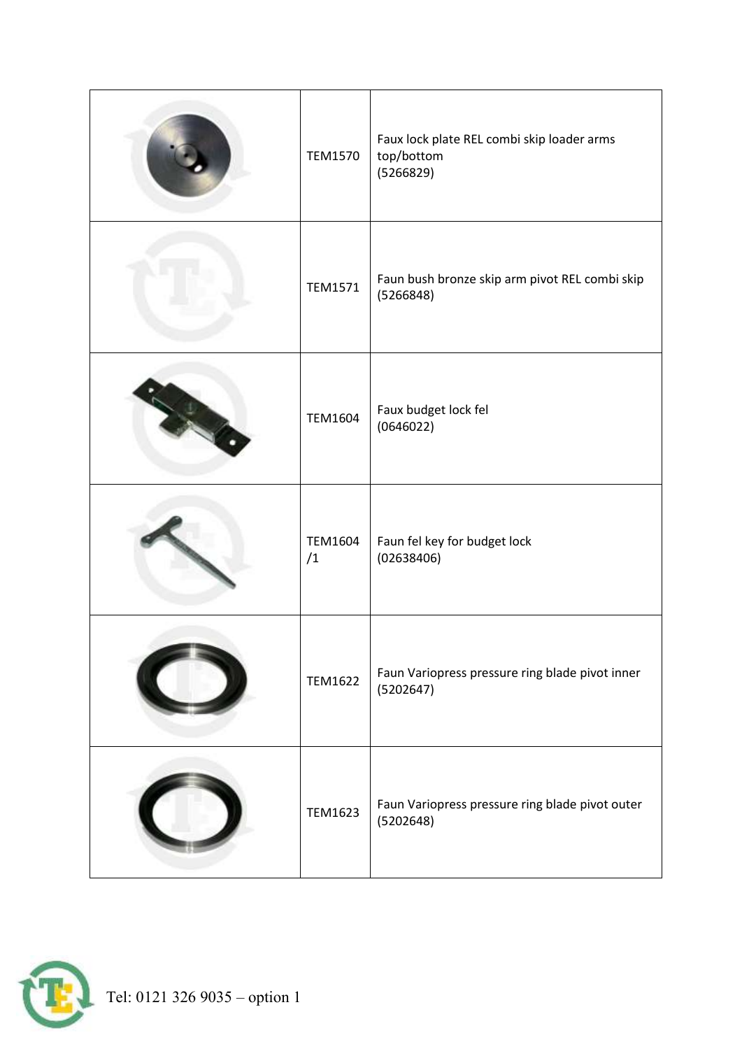| | | |
|---|---|---|
| | TEM1570 | Faux lock plate REL combi skip loader arms top/bottom (5266829) |
| | TEM1571 | Faun bush bronze skip arm pivot REL combi skip (5266848) |
| | TEM1604 | Faux budget lock fel (0646022) |
| | TEM1604 /1 | Faun fel key for budget lock (02638406) |
| | TEM1622 | Faun Variopress pressure ring blade pivot inner (5202647) |
| | TEM1623 | Faun Variopress pressure ring blade pivot outer (5202648) |

Tel: 0121 326 9035 – option 1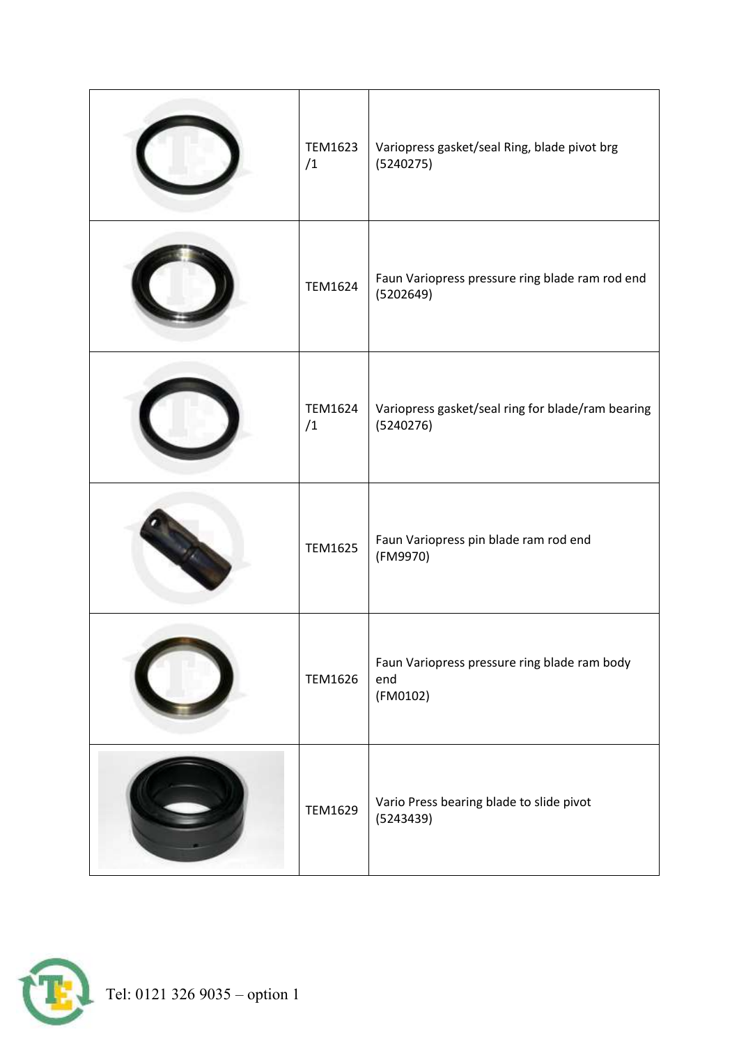| | | |
|---|---|---|
| | TEM1623 /1 | Variopress gasket/seal Ring, blade pivot brg (5240275) |
| | TEM1624 | Faun Variopress pressure ring blade ram rod end (5202649) |
| | TEM1624 /1 | Variopress gasket/seal ring for blade/ram bearing (5240276) |
| | TEM1625 | Faun Variopress pin blade ram rod end (FM9970) |
| | TEM1626 | Faun Variopress pressure ring blade ram body end (FM0102) |
| | TEM1629 | Vario Press bearing blade to slide pivot (5243439) |

Tel: 0121 326 9035 – option 1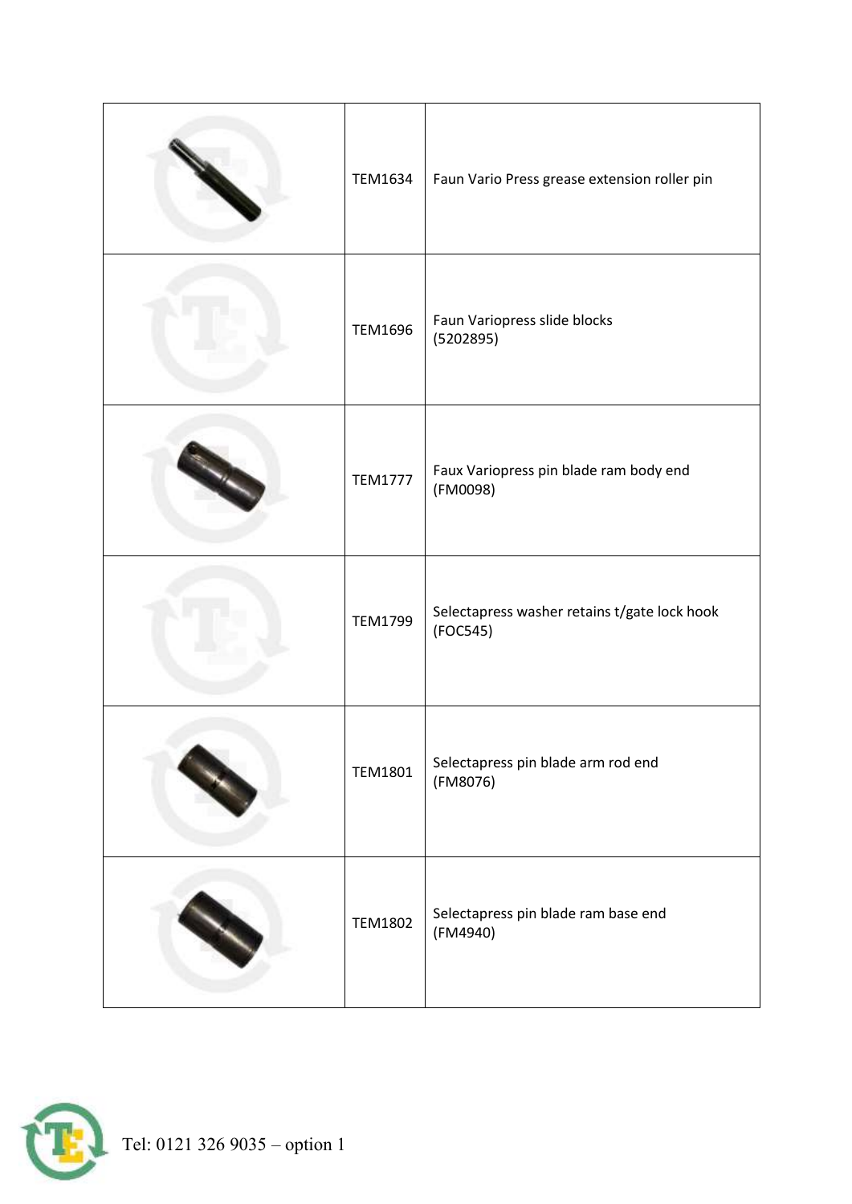| | | |
|---|---|---|
| | TEM1634 | Faun Vario Press grease extension roller pin |
| | TEM1696 | Faun Variopress slide blocks (5202895) |
| | TEM1777 | Faux Variopress pin blade ram body end (FM0098) |
| | TEM1799 | Selectapress washer retains t/gate lock hook (FOC545) |
| | TEM1801 | Selectapress pin blade arm rod end (FM8076) |
| | TEM1802 | Selectapress pin blade ram base end (FM4940) |

Tel: 0121 326 9035 – option 1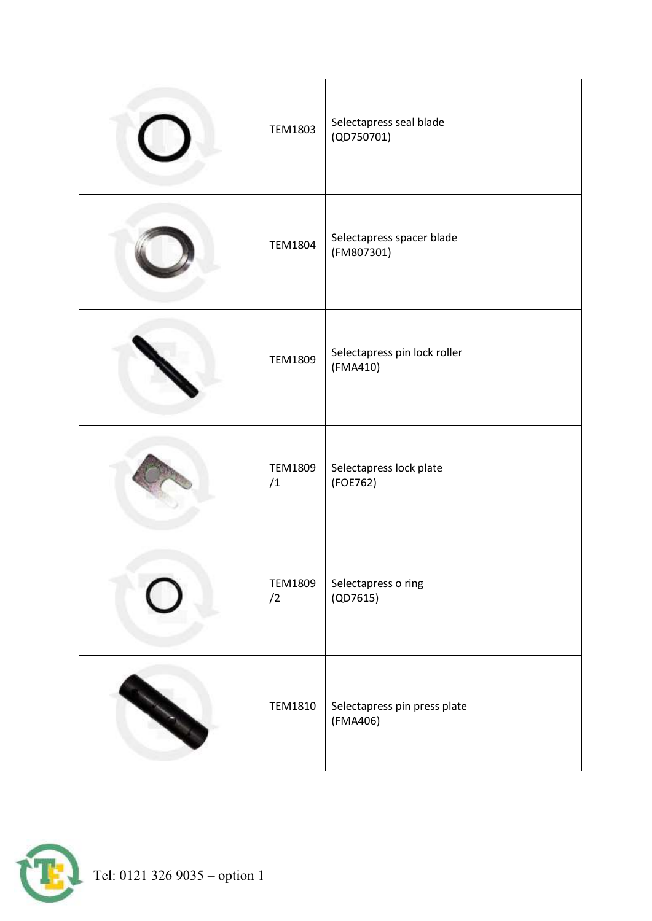| | | |
|---|---|---|
| | TEM1803 | Selectapress seal blade (QD750701) |
| | TEM1804 | Selectapress spacer blade (FM807301) |
| | TEM1809 | Selectapress pin lock roller (FMA410) |
| | TEM1809 /1 | Selectapress lock plate (FOE762) |
| | TEM1809 /2 | Selectapress o ring (QD7615) |
| | TEM1810 | Selectapress pin press plate (FMA406) |

Tel: 0121 326 9035 – option 1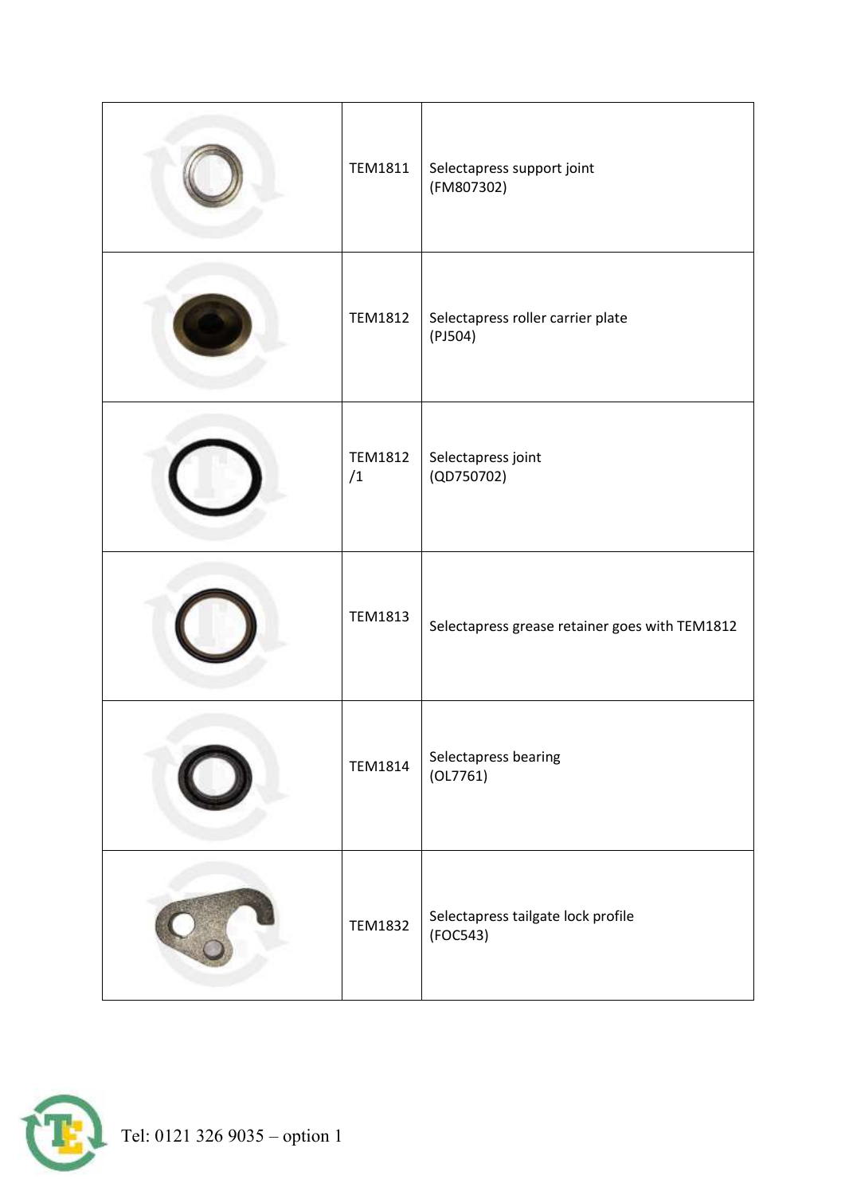| | | |
|---|---|---|
| | TEM1811 | Selectapress support joint (FM807302) |
| | TEM1812 | Selectapress roller carrier plate (PJ504) |
| | TEM1812 /1 | Selectapress joint (QD750702) |
| | TEM1813 | Selectapress grease retainer goes with TEM1812 |
| | TEM1814 | Selectapress bearing (OL7761) |
| | TEM1832 | Selectapress tailgate lock profile (FOC543) |

Tel: 0121 326 9035 – option 1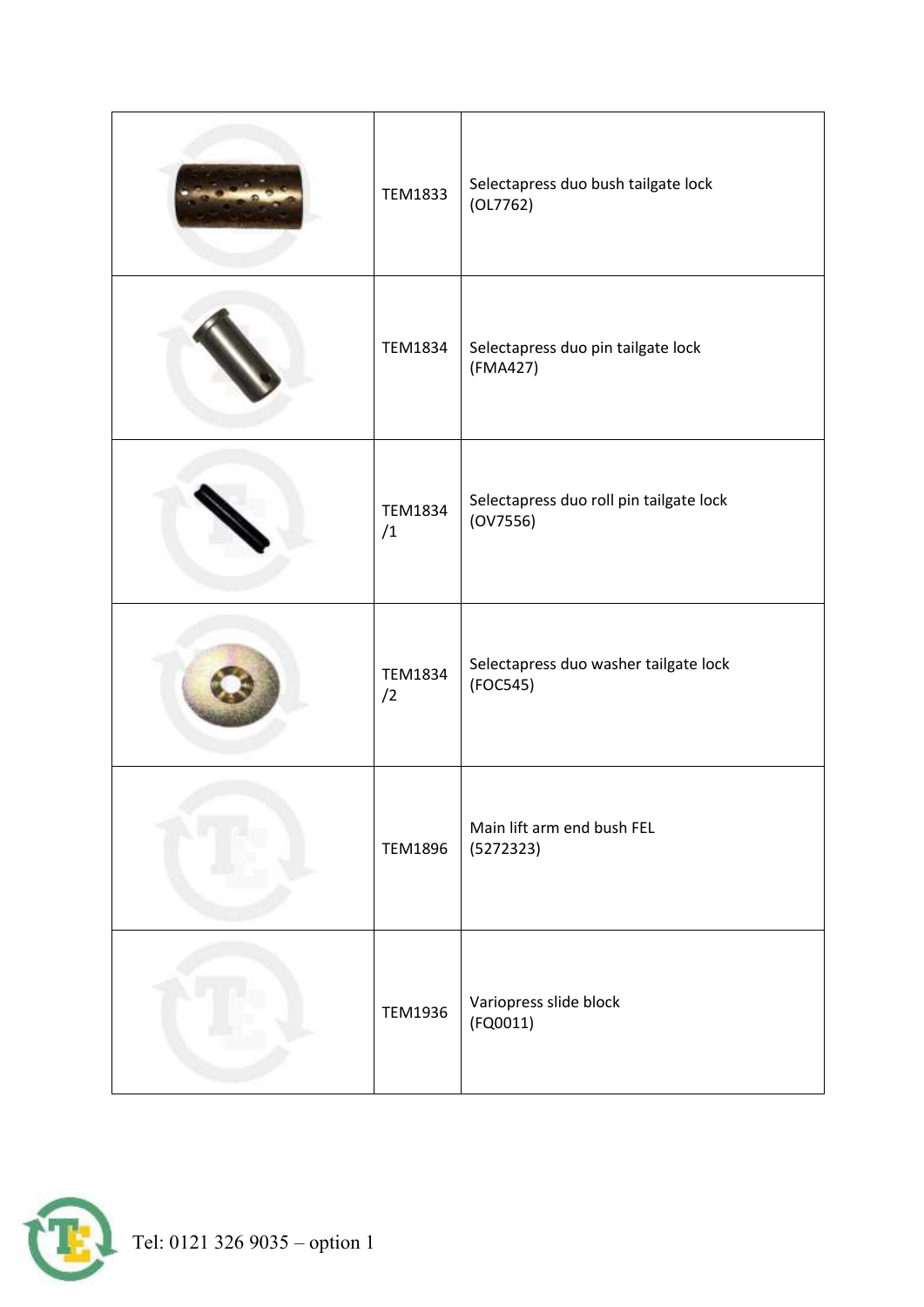|  |  |  |
|---|---|---|
|  | TEM1833 | Selectapress duo bush tailgate lock (OL7762) |
|  | TEM1834 | Selectapress duo pin tailgate lock (FMA427) |
|  | TEM1834 /1 | Selectapress duo roll pin tailgate lock (OV7556) |
|  | TEM1834 /2 | Selectapress duo washer tailgate lock (FOC545) |
|  | TEM1896 | Main lift arm end bush FEL (5272323) |
|  | TEM1936 | Variopress slide block (FQ0011) |

Tel: 0121 326 9035 – option 1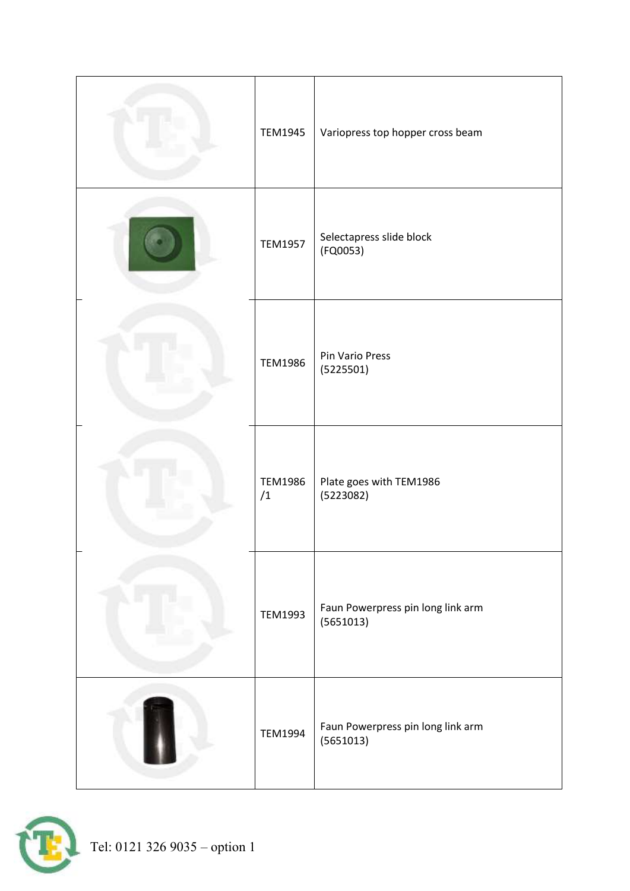| | | |
|---|---|---|
| | TEM1945 | Variopress top hopper cross beam |
| | TEM1957 | Selectapress slide block<br>(FQ0053) |
| | TEM1986 | Pin Vario Press<br>(5225501) |
| | TEM1986<br>/1 | Plate goes with TEM1986<br>(5223082) |
| | TEM1993 | Faun Powerpress pin long link arm<br>(5651013) |
| | TEM1994 | Faun Powerpress pin long link arm<br>(5651013) |

Tel: 0121 326 9035 – option 1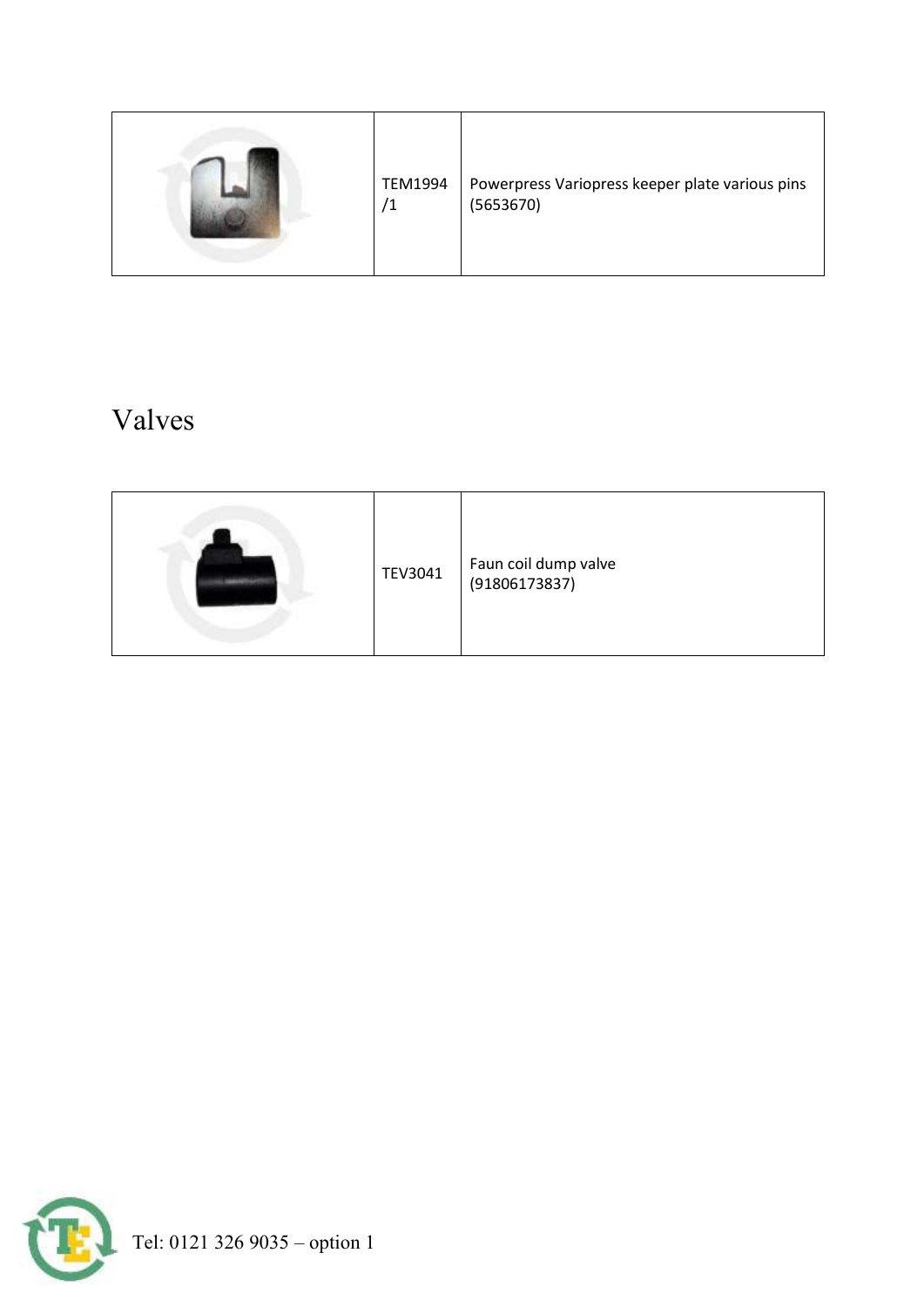| | | |
|---|---|---|
| | TEM1994 /1 | Powerpress Variopress keeper plate various pins (5653670) |

# Valves

| | | |
|---|---|---|
| | TEV3041 | Faun coil dump valve (91806173837) |

Tel: 0121 326 9035 – option 1